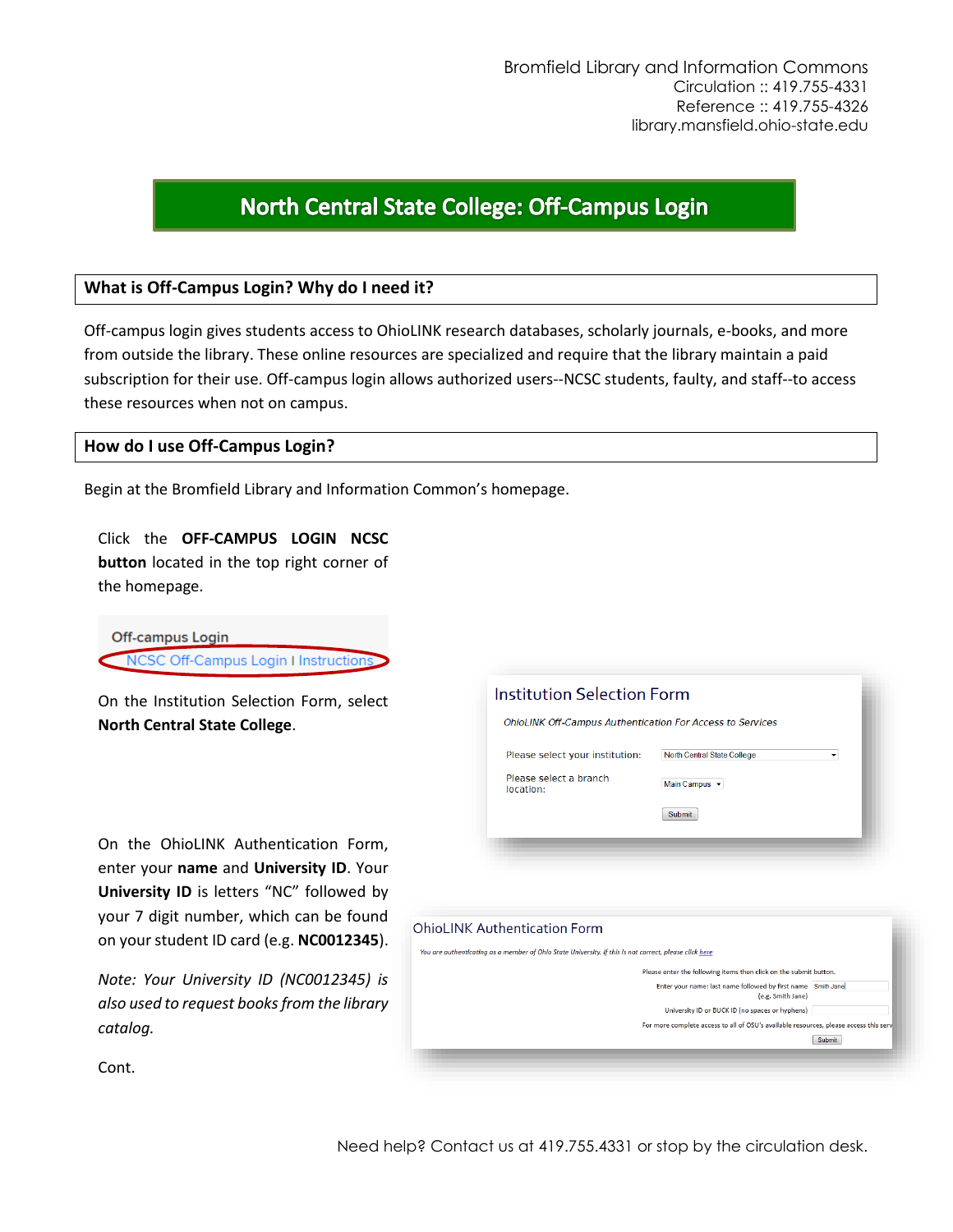Bromfield Library and Information Commons
Circulation :: 419.755-4331
Reference :: 419.755-4326
library.mansfield.ohio-state.edu

# North Central State College: Off-Campus Login

## What is Off-Campus Login? Why do I need it?

Off-campus login gives students access to OhioLINK research databases, scholarly journals, e-books, and more from outside the library. These online resources are specialized and require that the library maintain a paid subscription for their use. Off-campus login allows authorized users--NCSC students, faulty, and staff--to access these resources when not on campus.

## How do I use Off-Campus Login?

Begin at the Bromfield Library and Information Common's homepage.

Click the **OFF-CAMPUS LOGIN NCSC button** located in the top right corner of the homepage.

Off-campus Login
NCSC Off-Campus Login I Instructions

On the Institution Selection Form, select **North Central State College**.

Institution Selection Form

OhioLINK Off-Campus Authentication For Access to Services

Please select your institution: North Central State College

Please select a branch location: Main Campus

Submit

On the OhioLINK Authentication Form, enter your **name** and **University ID**. Your **University ID** is letters "NC" followed by your 7 digit number, which can be found on your student ID card (e.g. **NC0012345**).

OhioLINK Authentication Form

You are authenticating as a member of Ohio State University. If this is not correct, please click here

Please enter the following items then click on the submit button.

Enter your name: last name followed by first name Smith Jane
(e.g. Smith Jane)

University ID or BUCK ID (no spaces or hyphens)

For more complete access to all of OSU's available resources, please access this serv

Submit

*Note: Your University ID (NC0012345) is also used to request books from the library catalog.*

Cont.

Need help? Contact us at 419.755.4331 or stop by the circulation desk.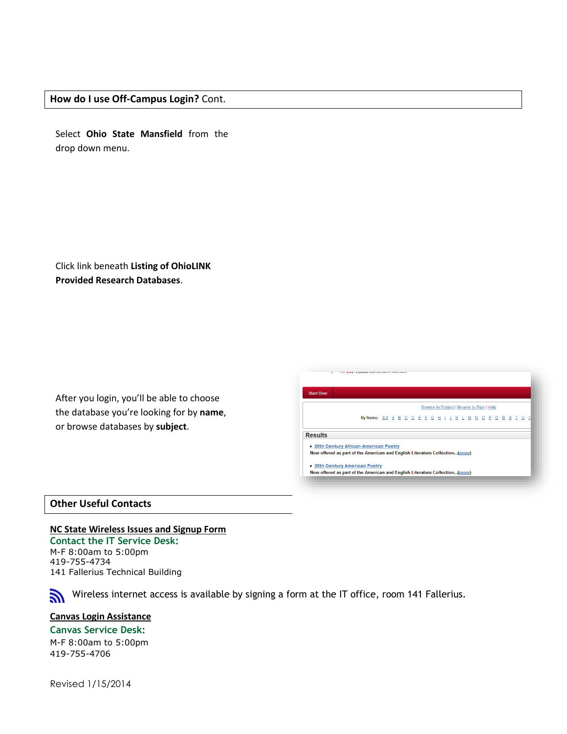## **How do I use Off-Campus Login?** Cont.

Select **Ohio State Mansfield** from the drop down menu.

Click link beneath **Listing of OhioLINK Provided Research Databases**.

After you login, you'll be able to choose the database you're looking for by **name**, or browse databases by **subject**.

## Other Useful Contacts

**NC State Wireless Issues and Signup Form**

**Contact the IT Service Desk:**

M-F 8:00am to 5:00pm
419-755-4734
141 Fallerius Technical Building

Wireless internet access is available by signing a form at the IT office, room 141 Fallerius.

**Canvas Login Assistance**

**Canvas Service Desk:**

M-F 8:00am to 5:00pm
419-755-4706

Revised 1/15/2014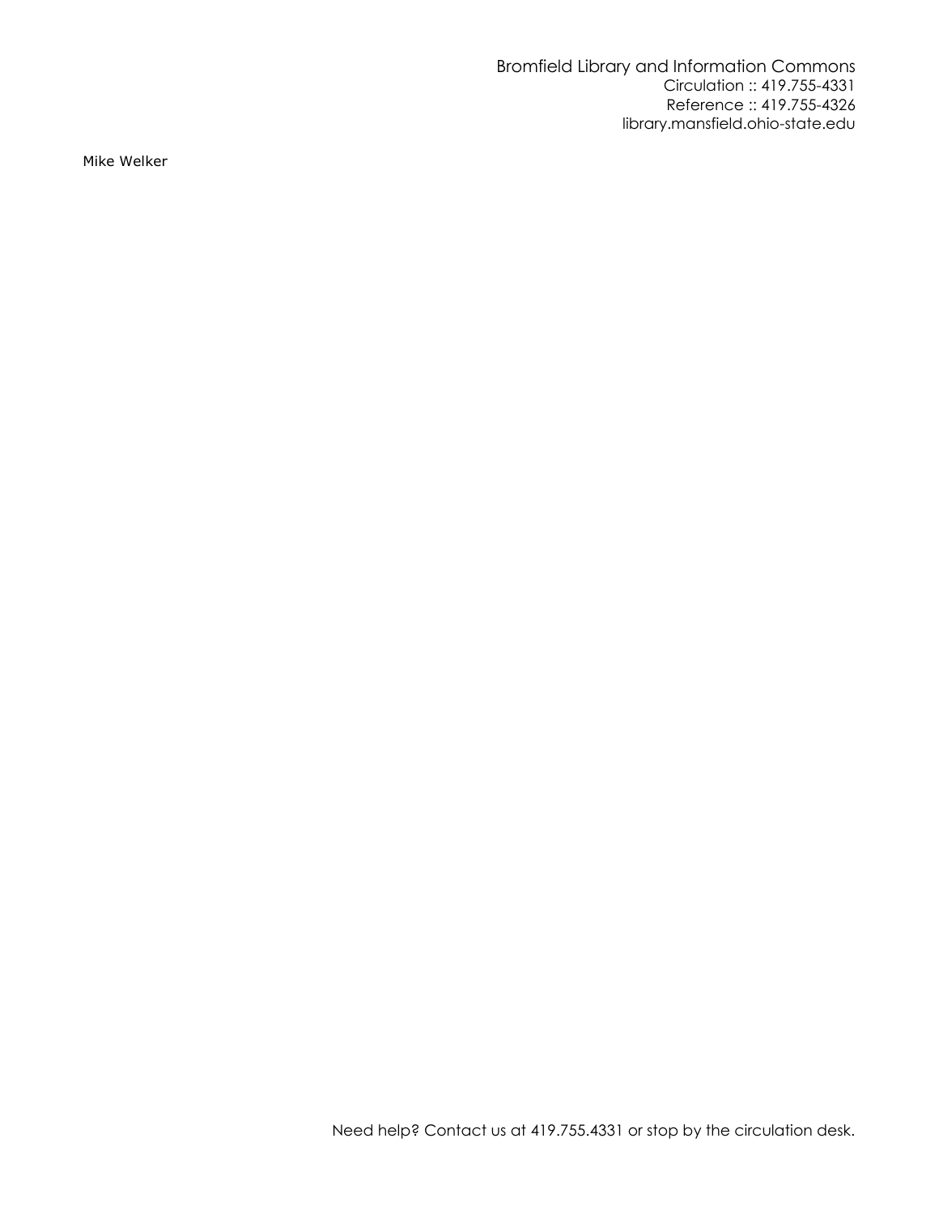Bromfield Library and Information Commons
Circulation :: 419.755-4331
Reference :: 419.755-4326
library.mansfield.ohio-state.edu

Mike Welker

Need help? Contact us at 419.755.4331 or stop by the circulation desk.